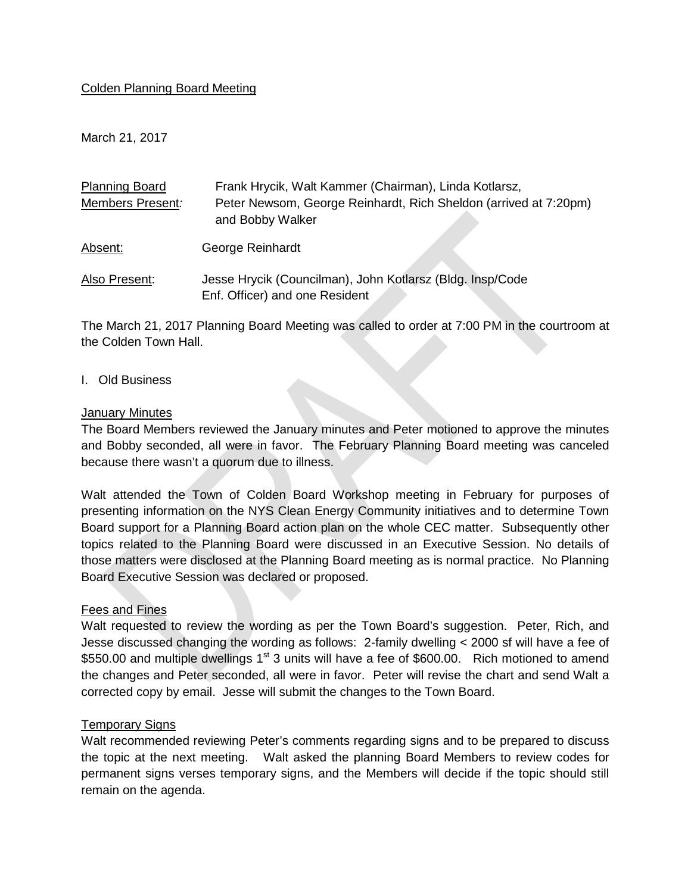Colden Planning Board Meeting

March 21, 2017

| | |
|---|---|
| Planning Board Members Present: | Frank Hrycik, Walt Kammer (Chairman), Linda Kotlarsz, Peter Newsom, George Reinhardt, Rich Sheldon (arrived at 7:20pm) and Bobby Walker |
| Absent: | George Reinhardt |
| Also Present: | Jesse Hrycik (Councilman), John Kotlarsz (Bldg. Insp/Code Enf. Officer) and one Resident |

The March 21, 2017 Planning Board Meeting was called to order at 7:00 PM in the courtroom at the Colden Town Hall.

I. Old Business

January Minutes

The Board Members reviewed the January minutes and Peter motioned to approve the minutes and Bobby seconded, all were in favor. The February Planning Board meeting was canceled because there wasn't a quorum due to illness.

Walt attended the Town of Colden Board Workshop meeting in February for purposes of presenting information on the NYS Clean Energy Community initiatives and to determine Town Board support for a Planning Board action plan on the whole CEC matter. Subsequently other topics related to the Planning Board were discussed in an Executive Session. No details of those matters were disclosed at the Planning Board meeting as is normal practice. No Planning Board Executive Session was declared or proposed.

Fees and Fines

Walt requested to review the wording as per the Town Board's suggestion. Peter, Rich, and Jesse discussed changing the wording as follows: 2-family dwelling < 2000 sf will have a fee of $550.00 and multiple dwellings 1st 3 units will have a fee of $600.00. Rich motioned to amend the changes and Peter seconded, all were in favor. Peter will revise the chart and send Walt a corrected copy by email. Jesse will submit the changes to the Town Board.

Temporary Signs

Walt recommended reviewing Peter's comments regarding signs and to be prepared to discuss the topic at the next meeting. Walt asked the planning Board Members to review codes for permanent signs verses temporary signs, and the Members will decide if the topic should still remain on the agenda.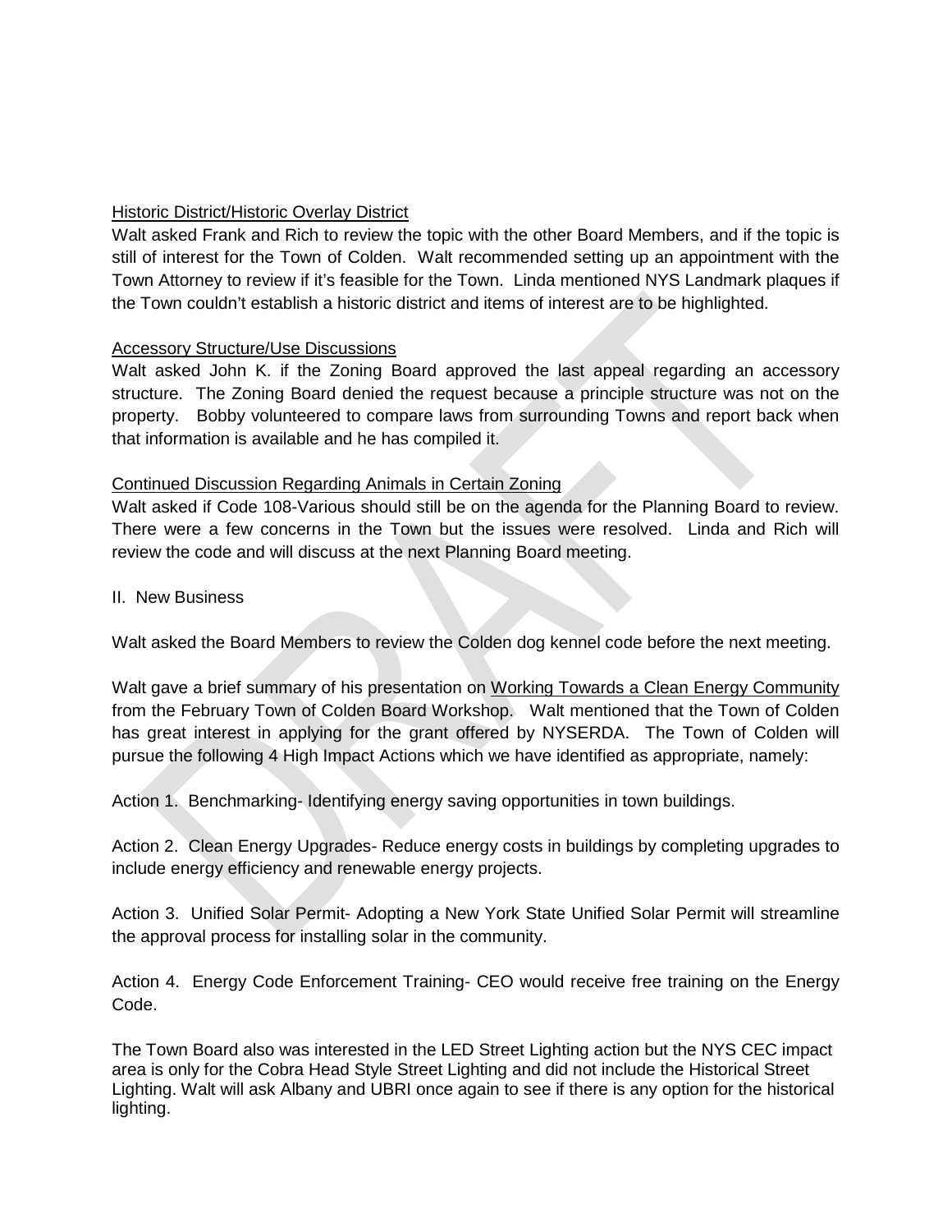Historic District/Historic Overlay District

Walt asked Frank and Rich to review the topic with the other Board Members, and if the topic is still of interest for the Town of Colden. Walt recommended setting up an appointment with the Town Attorney to review if it's feasible for the Town. Linda mentioned NYS Landmark plaques if the Town couldn't establish a historic district and items of interest are to be highlighted.

Accessory Structure/Use Discussions

Walt asked John K. if the Zoning Board approved the last appeal regarding an accessory structure. The Zoning Board denied the request because a principle structure was not on the property. Bobby volunteered to compare laws from surrounding Towns and report back when that information is available and he has compiled it.

Continued Discussion Regarding Animals in Certain Zoning

Walt asked if Code 108-Various should still be on the agenda for the Planning Board to review. There were a few concerns in the Town but the issues were resolved. Linda and Rich will review the code and will discuss at the next Planning Board meeting.

II. New Business

Walt asked the Board Members to review the Colden dog kennel code before the next meeting.

Walt gave a brief summary of his presentation on Working Towards a Clean Energy Community from the February Town of Colden Board Workshop. Walt mentioned that the Town of Colden has great interest in applying for the grant offered by NYSERDA. The Town of Colden will pursue the following 4 High Impact Actions which we have identified as appropriate, namely:

Action 1. Benchmarking- Identifying energy saving opportunities in town buildings.

Action 2. Clean Energy Upgrades- Reduce energy costs in buildings by completing upgrades to include energy efficiency and renewable energy projects.

Action 3. Unified Solar Permit- Adopting a New York State Unified Solar Permit will streamline the approval process for installing solar in the community.

Action 4. Energy Code Enforcement Training- CEO would receive free training on the Energy Code.

The Town Board also was interested in the LED Street Lighting action but the NYS CEC impact area is only for the Cobra Head Style Street Lighting and did not include the Historical Street Lighting. Walt will ask Albany and UBRI once again to see if there is any option for the historical lighting.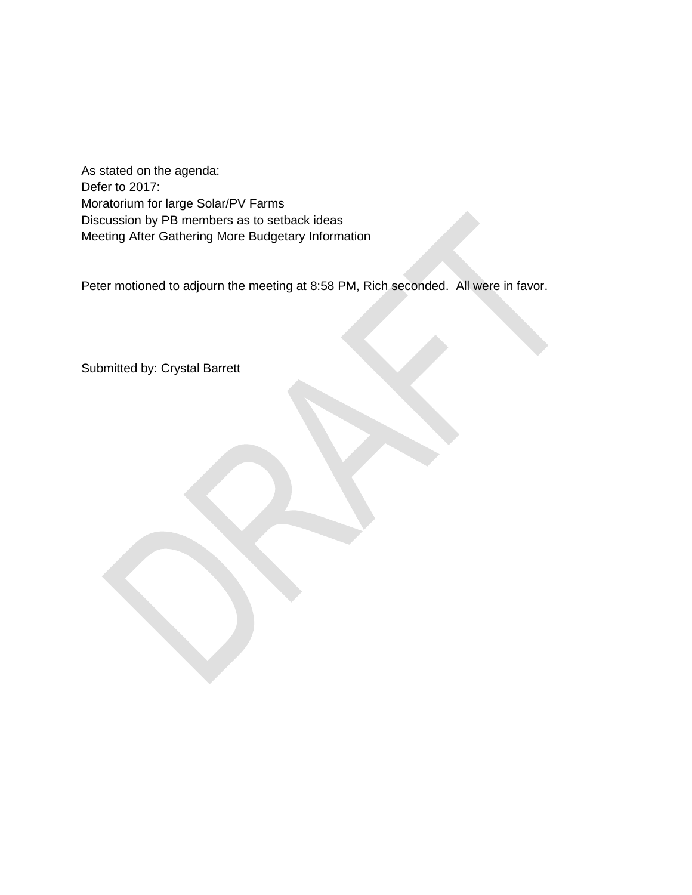<u>As stated on the agenda:</u>
Defer to 2017:
Moratorium for large Solar/PV Farms
Discussion by PB members as to setback ideas
Meeting After Gathering More Budgetary Information

Peter motioned to adjourn the meeting at 8:58 PM, Rich seconded. All were in favor.

Submitted by: Crystal Barrett